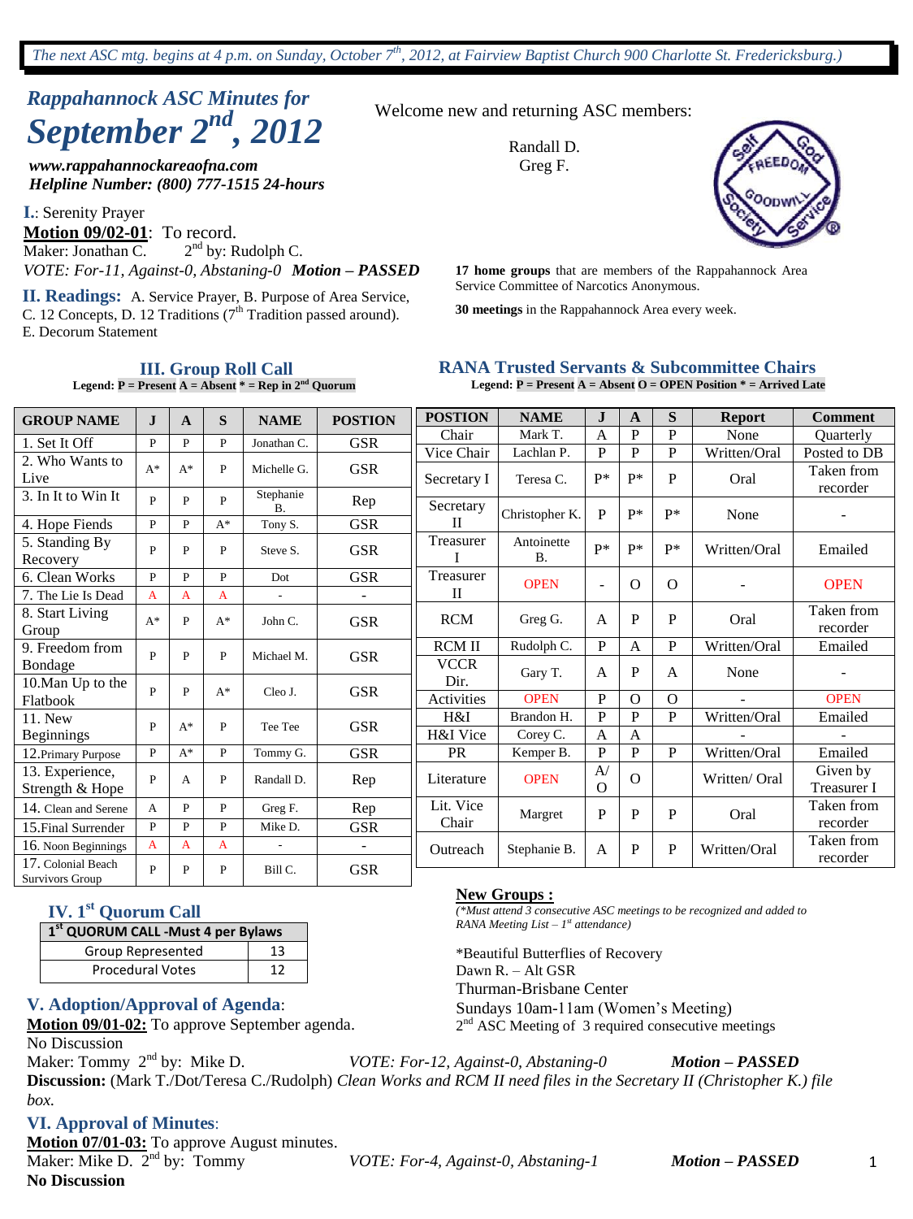*The next ASC mtg. begins at 4 p.m. on Sunday, October 7th, 2012, at Fairview Baptist Church 900 Charlotte St. Fredericksburg.)*

# *Rappahannock ASC Minutes for September 2nd, 2012*

***www.rappahannockareaofna.com***
***Helpline Number: (800) 777-1515 24-hours***

Welcome new and returning ASC members:

Randall D.
Greg F.

**I.**: Serenity Prayer

**Motion 09/02-01**: To record.
Maker: Jonathan C. 2nd by: Rudolph C.
*VOTE: For-11, Against-0, Abstaning-0* ***Motion – PASSED***

**II. Readings:** A. Service Prayer, B. Purpose of Area Service, C. 12 Concepts, D. 12 Traditions (7th Tradition passed around). E. Decorum Statement

**17 home groups** that are members of the Rappahannock Area Service Committee of Narcotics Anonymous.

**30 meetings** in the Rappahannock Area every week.

## III. Group Roll Call

**Legend: P = Present A = Absent * = Rep in 2nd Quorum**

| GROUP NAME | J | A | S | NAME | POSTION |
|---|---|---|---|---|---|
| 1. Set It Off | P | P | P | Jonathan C. | GSR |
| 2. Who Wants to Live | A* | A* | P | Michelle G. | GSR |
| 3. In It to Win It | P | P | P | Stephanie B. | Rep |
| 4. Hope Fiends | P | P | A* | Tony S. | GSR |
| 5. Standing By Recovery | P | P | P | Steve S. | GSR |
| 6. Clean Works | P | P | P | Dot | GSR |
| 7. The Lie Is Dead | A | A | A | - | - |
| 8. Start Living Group | A* | P | A* | John C. | GSR |
| 9. Freedom from Bondage | P | P | P | Michael M. | GSR |
| 10.Man Up to the Flatbook | P | P | A* | Cleo J. | GSR |
| 11. New Beginnings | P | A* | P | Tee Tee | GSR |
| 12.Primary Purpose | P | A* | P | Tommy G. | GSR |
| 13. Experience, Strength & Hope | P | A | P | Randall D. | Rep |
| 14. Clean and Serene | A | P | P | Greg F. | Rep |
| 15.Final Surrender | P | P | P | Mike D. | GSR |
| 16. Noon Beginnings | A | A | A | - | - |
| 17. Colonial Beach Survivors Group | P | P | P | Bill C. | GSR |

## RANA Trusted Servants & Subcommittee Chairs

**Legend: P = Present A = Absent O = OPEN Position * = Arrived Late**

| POSTION | NAME | J | A | S | Report | Comment |
|---|---|---|---|---|---|---|
| Chair | Mark T. | A | P | P | None | Quarterly |
| Vice Chair | Lachlan P. | P | P | P | Written/Oral | Posted to DB |
| Secretary I | Teresa C. | P* | P* | P | Oral | Taken from recorder |
| Secretary II | Christopher K. | P | P* | P* | None | - |
| Treasurer I | Antoinette B. | P* | P* | P* | Written/Oral | Emailed |
| Treasurer II | OPEN | - | O | O | - | OPEN |
| RCM | Greg G. | A | P | P | Oral | Taken from recorder |
| RCM II | Rudolph C. | P | A | P | Written/Oral | Emailed |
| VCCR Dir. | Gary T. | A | P | A | None | - |
| Activities | OPEN | P | O | O | - | OPEN |
| H&I | Brandon H. | P | P | P | Written/Oral | Emailed |
| H&I Vice | Corey C. | A | A | | - | - |
| PR | Kemper B. | P | P | P | Written/Oral | Emailed |
| Literature | OPEN | A/O | O | | Written/ Oral | Given by Treasurer I |
| Lit. Vice Chair | Margret | P | P | P | Oral | Taken from recorder |
| Outreach | Stephanie B. | A | P | P | Written/Oral | Taken from recorder |

## IV. 1st Quorum Call

| 1st QUORUM CALL -Must 4 per Bylaws | |
|---|---|
| Group Represented | 13 |
| Procedural Votes | 12 |

**New Groups :**

*(*Must attend 3 consecutive ASC meetings to be recognized and added to RANA Meeting List – 1st attendance)*

*Beautiful Butterflies of Recovery
Dawn R. – Alt GSR
Thurman-Brisbane Center
Sundays 10am-11am (Women's Meeting)
2nd ASC Meeting of 3 required consecutive meetings

## V. Adoption/Approval of Agenda:

**Motion 09/01-02:** To approve September agenda.
No Discussion
Maker: Tommy 2nd by: Mike D. *VOTE: For-12, Against-0, Abstaning-0* ***Motion – PASSED***

**Discussion:** (Mark T./Dot/Teresa C./Rudolph) *Clean Works and RCM II need files in the Secretary II (Christopher K.) file box.*

## VI. Approval of Minutes:

**Motion 07/01-03:** To approve August minutes.
Maker: Mike D. 2nd by: Tommy *VOTE: For-4, Against-0, Abstaning-1* ***Motion – PASSED***

**No Discussion**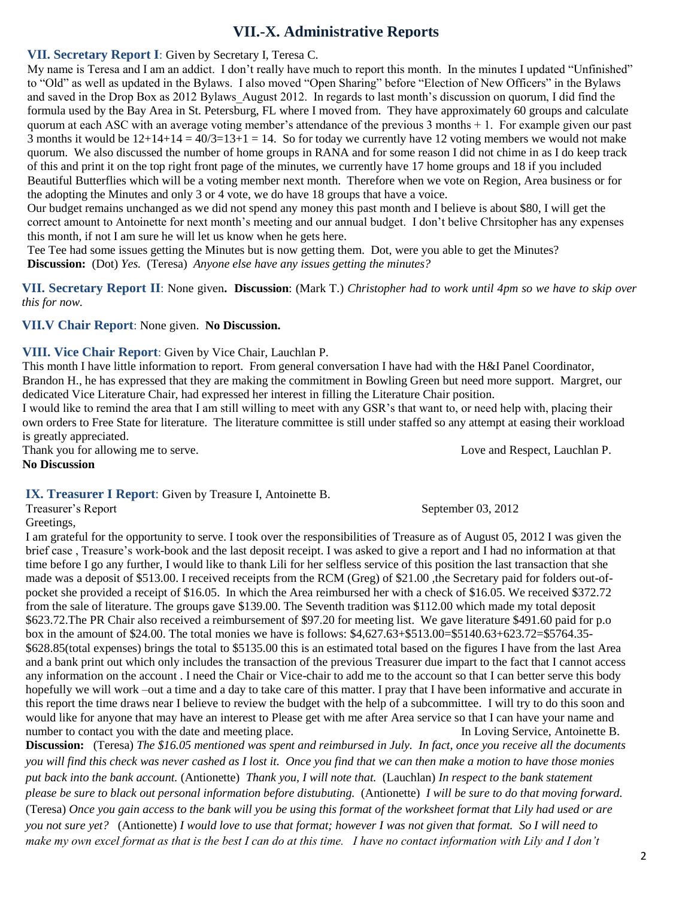# VII.-X. Administrative Reports

**VII. Secretary Report I**: Given by Secretary I, Teresa C.

My name is Teresa and I am an addict. I don't really have much to report this month. In the minutes I updated "Unfinished" to "Old" as well as updated in the Bylaws. I also moved "Open Sharing" before "Election of New Officers" in the Bylaws and saved in the Drop Box as 2012 Bylaws_August 2012. In regards to last month's discussion on quorum, I did find the formula used by the Bay Area in St. Petersburg, FL where I moved from. They have approximately 60 groups and calculate quorum at each ASC with an average voting member's attendance of the previous 3 months + 1. For example given our past 3 months it would be 12+14+14 = 40/3=13+1 = 14. So for today we currently have 12 voting members we would not make quorum. We also discussed the number of home groups in RANA and for some reason I did not chime in as I do keep track of this and print it on the top right front page of the minutes, we currently have 17 home groups and 18 if you included Beautiful Butterflies which will be a voting member next month. Therefore when we vote on Region, Area business or for the adopting the Minutes and only 3 or 4 vote, we do have 18 groups that have a voice.

Our budget remains unchanged as we did not spend any money this past month and I believe is about $80, I will get the correct amount to Antoinette for next month's meeting and our annual budget. I don't belive Chrsitopher has any expenses this month, if not I am sure he will let us know when he gets here.

Tee Tee had some issues getting the Minutes but is now getting them. Dot, were you able to get the Minutes?

**Discussion:** (Dot) *Yes.* (Teresa) *Anyone else have any issues getting the minutes?*

**VII. Secretary Report II**: None given**. Discussion**: (Mark T.) *Christopher had to work until 4pm so we have to skip over this for now.*

**VII.V Chair Report**: None given. **No Discussion.**

**VIII. Vice Chair Report**: Given by Vice Chair, Lauchlan P.

This month I have little information to report. From general conversation I have had with the H&I Panel Coordinator, Brandon H., he has expressed that they are making the commitment in Bowling Green but need more support. Margret, our dedicated Vice Literature Chair, had expressed her interest in filling the Literature Chair position.

I would like to remind the area that I am still willing to meet with any GSR's that want to, or need help with, placing their own orders to Free State for literature. The literature committee is still under staffed so any attempt at easing their workload is greatly appreciated.

Thank you for allowing me to serve. Love and Respect, Lauchlan P.

**No Discussion**

**IX. Treasurer I Report**: Given by Treasure I, Antoinette B.

Treasurer's Report September 03, 2012

Greetings,

I am grateful for the opportunity to serve. I took over the responsibilities of Treasure as of August 05, 2012 I was given the brief case , Treasure's work-book and the last deposit receipt. I was asked to give a report and I had no information at that time before I go any further, I would like to thank Lili for her selfless service of this position the last transaction that she made was a deposit of $513.00. I received receipts from the RCM (Greg) of $21.00 ,the Secretary paid for folders out-of-pocket she provided a receipt of $16.05. In which the Area reimbursed her with a check of $16.05. We received $372.72 from the sale of literature. The groups gave $139.00. The Seventh tradition was $112.00 which made my total deposit $623.72.The PR Chair also received a reimbursement of $97.20 for meeting list. We gave literature $491.60 paid for p.o box in the amount of $24.00. The total monies we have is follows: $4,627.63+$513.00=$5140.63+623.72=$5764.35-$628.85(total expenses) brings the total to $5135.00 this is an estimated total based on the figures I have from the last Area and a bank print out which only includes the transaction of the previous Treasurer due impart to the fact that I cannot access any information on the account . I need the Chair or Vice-chair to add me to the account so that I can better serve this body hopefully we will work –out a time and a day to take care of this matter. I pray that I have been informative and accurate in this report the time draws near I believe to review the budget with the help of a subcommittee. I will try to do this soon and would like for anyone that may have an interest to Please get with me after Area service so that I can have your name and number to contact you with the date and meeting place. In Loving Service, Antoinette B.

**Discussion:** (Teresa) *The $16.05 mentioned was spent and reimbursed in July. In fact, once you receive all the documents you will find this check was never cashed as I lost it. Once you find that we can then make a motion to have those monies put back into the bank account.* (Antionette) *Thank you, I will note that.* (Lauchlan) *In respect to the bank statement please be sure to black out personal information before distubuting.* (Antionette) *I will be sure to do that moving forward.* (Teresa) *Once you gain access to the bank will you be using this format of the worksheet format that Lily had used or are you not sure yet?* (Antionette) *I would love to use that format; however I was not given that format. So I will need to make my own excel format as that is the best I can do at this time. I have no contact information with Lily and I don't*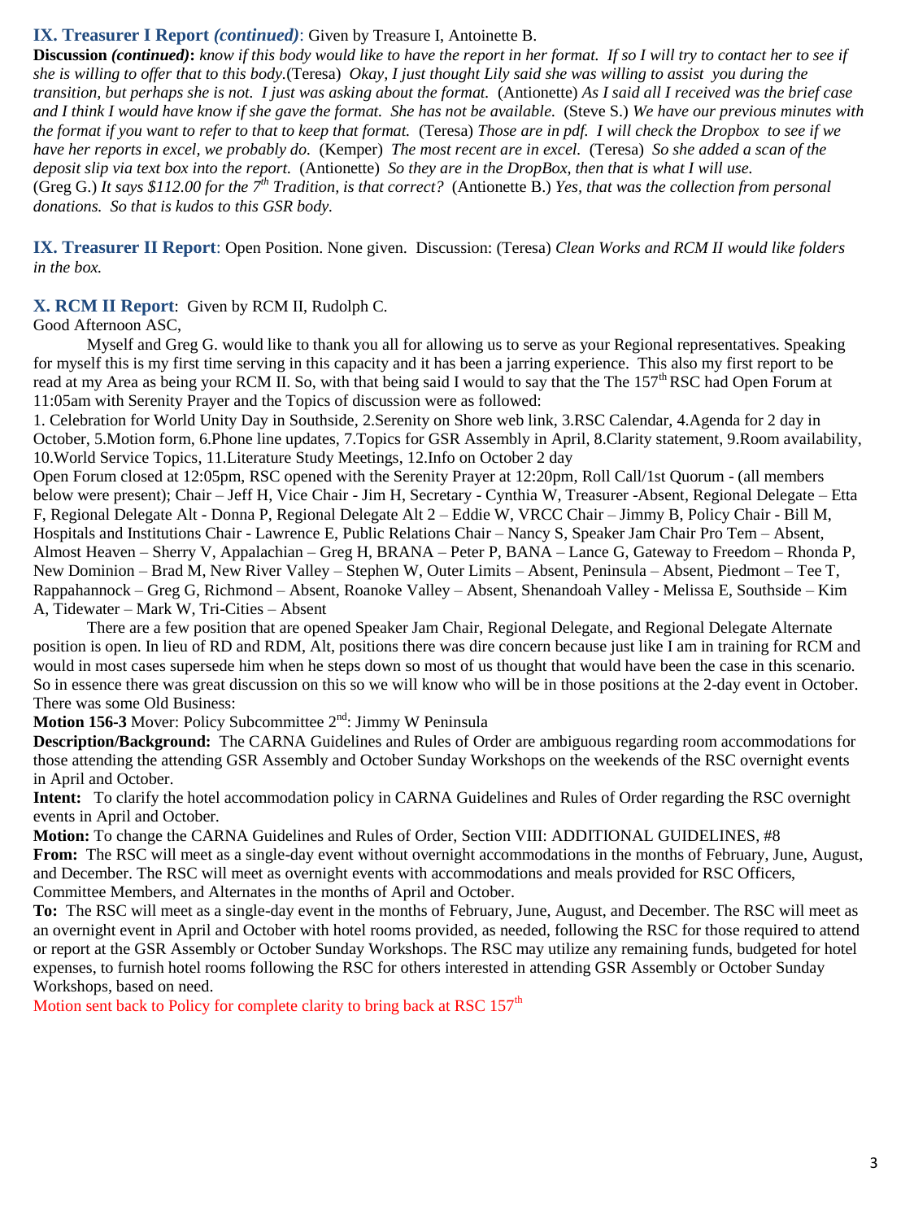## IX. Treasurer I Report *(continued)*: Given by Treasure I, Antoinette B.

**Discussion *(continued)*:** *know if this body would like to have the report in her format. If so I will try to contact her to see if she is willing to offer that to this body.*(Teresa) *Okay, I just thought Lily said she was willing to assist you during the transition, but perhaps she is not. I just was asking about the format.* (Antionette) *As I said all I received was the brief case and I think I would have know if she gave the format. She has not be available.* (Steve S.) *We have our previous minutes with the format if you want to refer to that to keep that format.* (Teresa) *Those are in pdf. I will check the Dropbox to see if we have her reports in excel, we probably do.* (Kemper) *The most recent are in excel.* (Teresa) *So she added a scan of the deposit slip via text box into the report.* (Antionette) *So they are in the DropBox, then that is what I will use.* (Greg G.) *It says $112.00 for the 7th Tradition, is that correct?* (Antionette B.) *Yes, that was the collection from personal donations. So that is kudos to this GSR body.*

## IX. Treasurer II Report: Open Position. None given. Discussion: (Teresa) *Clean Works and RCM II would like folders in the box.*

## X. RCM II Report: Given by RCM II, Rudolph C.

Good Afternoon ASC,

Myself and Greg G. would like to thank you all for allowing us to serve as your Regional representatives. Speaking for myself this is my first time serving in this capacity and it has been a jarring experience. This also my first report to be read at my Area as being your RCM II. So, with that being said I would to say that the The 157th RSC had Open Forum at 11:05am with Serenity Prayer and the Topics of discussion were as followed:

1. Celebration for World Unity Day in Southside, 2.Serenity on Shore web link, 3.RSC Calendar, 4.Agenda for 2 day in October, 5.Motion form, 6.Phone line updates, 7.Topics for GSR Assembly in April, 8.Clarity statement, 9.Room availability, 10.World Service Topics, 11.Literature Study Meetings, 12.Info on October 2 day

Open Forum closed at 12:05pm, RSC opened with the Serenity Prayer at 12:20pm, Roll Call/1st Quorum - (all members below were present); Chair – Jeff H, Vice Chair - Jim H, Secretary - Cynthia W, Treasurer -Absent, Regional Delegate – Etta F, Regional Delegate Alt - Donna P, Regional Delegate Alt 2 – Eddie W, VRCC Chair – Jimmy B, Policy Chair - Bill M, Hospitals and Institutions Chair - Lawrence E, Public Relations Chair – Nancy S, Speaker Jam Chair Pro Tem – Absent, Almost Heaven – Sherry V, Appalachian – Greg H, BRANA – Peter P, BANA – Lance G, Gateway to Freedom – Rhonda P, New Dominion – Brad M, New River Valley – Stephen W, Outer Limits – Absent, Peninsula – Absent, Piedmont – Tee T, Rappahannock – Greg G, Richmond – Absent, Roanoke Valley – Absent, Shenandoah Valley - Melissa E, Southside – Kim A, Tidewater – Mark W, Tri-Cities – Absent

There are a few position that are opened Speaker Jam Chair, Regional Delegate, and Regional Delegate Alternate position is open. In lieu of RD and RDM, Alt, positions there was dire concern because just like I am in training for RCM and would in most cases supersede him when he steps down so most of us thought that would have been the case in this scenario. So in essence there was great discussion on this so we will know who will be in those positions at the 2-day event in October. There was some Old Business:

**Motion 156-3** Mover: Policy Subcommittee 2nd: Jimmy W Peninsula

**Description/Background:** The CARNA Guidelines and Rules of Order are ambiguous regarding room accommodations for those attending the attending GSR Assembly and October Sunday Workshops on the weekends of the RSC overnight events in April and October.

**Intent:** To clarify the hotel accommodation policy in CARNA Guidelines and Rules of Order regarding the RSC overnight events in April and October.

**Motion:** To change the CARNA Guidelines and Rules of Order, Section VIII: ADDITIONAL GUIDELINES, #8

**From:** The RSC will meet as a single-day event without overnight accommodations in the months of February, June, August, and December. The RSC will meet as overnight events with accommodations and meals provided for RSC Officers, Committee Members, and Alternates in the months of April and October.

**To:** The RSC will meet as a single-day event in the months of February, June, August, and December. The RSC will meet as an overnight event in April and October with hotel rooms provided, as needed, following the RSC for those required to attend or report at the GSR Assembly or October Sunday Workshops. The RSC may utilize any remaining funds, budgeted for hotel expenses, to furnish hotel rooms following the RSC for others interested in attending GSR Assembly or October Sunday Workshops, based on need.

Motion sent back to Policy for complete clarity to bring back at RSC 157th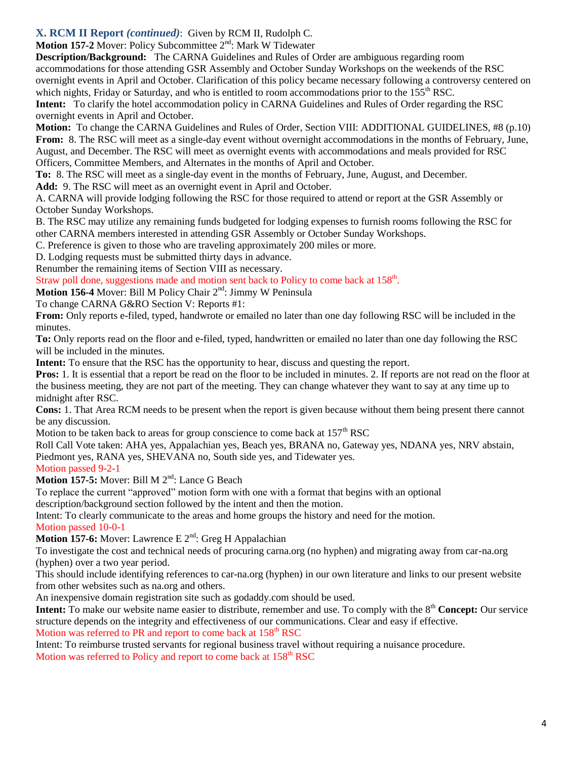## X. RCM II Report *(continued)*: Given by RCM II, Rudolph C.

**Motion 157-2** Mover: Policy Subcommittee 2nd: Mark W Tidewater

**Description/Background:** The CARNA Guidelines and Rules of Order are ambiguous regarding room accommodations for those attending GSR Assembly and October Sunday Workshops on the weekends of the RSC overnight events in April and October. Clarification of this policy became necessary following a controversy centered on which nights, Friday or Saturday, and who is entitled to room accommodations prior to the 155th RSC.

**Intent:** To clarify the hotel accommodation policy in CARNA Guidelines and Rules of Order regarding the RSC overnight events in April and October.

**Motion:** To change the CARNA Guidelines and Rules of Order, Section VIII: ADDITIONAL GUIDELINES, #8 (p.10)

**From:** 8. The RSC will meet as a single-day event without overnight accommodations in the months of February, June, August, and December. The RSC will meet as overnight events with accommodations and meals provided for RSC Officers, Committee Members, and Alternates in the months of April and October.

**To:** 8. The RSC will meet as a single-day event in the months of February, June, August, and December.

**Add:** 9. The RSC will meet as an overnight event in April and October.

A. CARNA will provide lodging following the RSC for those required to attend or report at the GSR Assembly or October Sunday Workshops.

B. The RSC may utilize any remaining funds budgeted for lodging expenses to furnish rooms following the RSC for other CARNA members interested in attending GSR Assembly or October Sunday Workshops.

C. Preference is given to those who are traveling approximately 200 miles or more.

D. Lodging requests must be submitted thirty days in advance.

Renumber the remaining items of Section VIII as necessary.

Straw poll done, suggestions made and motion sent back to Policy to come back at 158th.

**Motion 156-4** Mover: Bill M Policy Chair 2nd: Jimmy W Peninsula

To change CARNA G&RO Section V: Reports #1:

**From:** Only reports e-filed, typed, handwrote or emailed no later than one day following RSC will be included in the minutes.

**To:** Only reports read on the floor and e-filed, typed, handwritten or emailed no later than one day following the RSC will be included in the minutes.

**Intent:** To ensure that the RSC has the opportunity to hear, discuss and questing the report.

**Pros:** 1. It is essential that a report be read on the floor to be included in minutes. 2. If reports are not read on the floor at the business meeting, they are not part of the meeting. They can change whatever they want to say at any time up to midnight after RSC.

**Cons:** 1. That Area RCM needs to be present when the report is given because without them being present there cannot be any discussion.

Motion to be taken back to areas for group conscience to come back at 157th RSC

Roll Call Vote taken: AHA yes, Appalachian yes, Beach yes, BRANA no, Gateway yes, NDANA yes, NRV abstain, Piedmont yes, RANA yes, SHEVANA no, South side yes, and Tidewater yes.

Motion passed 9-2-1

**Motion 157-5:** Mover: Bill M 2nd: Lance G Beach

To replace the current "approved" motion form with one with a format that begins with an optional description/background section followed by the intent and then the motion.

Intent: To clearly communicate to the areas and home groups the history and need for the motion.

Motion passed 10-0-1

**Motion 157-6:** Mover: Lawrence E 2nd: Greg H Appalachian

To investigate the cost and technical needs of procuring carna.org (no hyphen) and migrating away from car-na.org (hyphen) over a two year period.

This should include identifying references to car-na.org (hyphen) in our own literature and links to our present website from other websites such as na.org and others.

An inexpensive domain registration site such as godaddy.com should be used.

**Intent:** To make our website name easier to distribute, remember and use. To comply with the 8th **Concept:** Our service structure depends on the integrity and effectiveness of our communications. Clear and easy if effective.

Motion was referred to PR and report to come back at 158th RSC

Intent: To reimburse trusted servants for regional business travel without requiring a nuisance procedure.

Motion was referred to Policy and report to come back at 158th RSC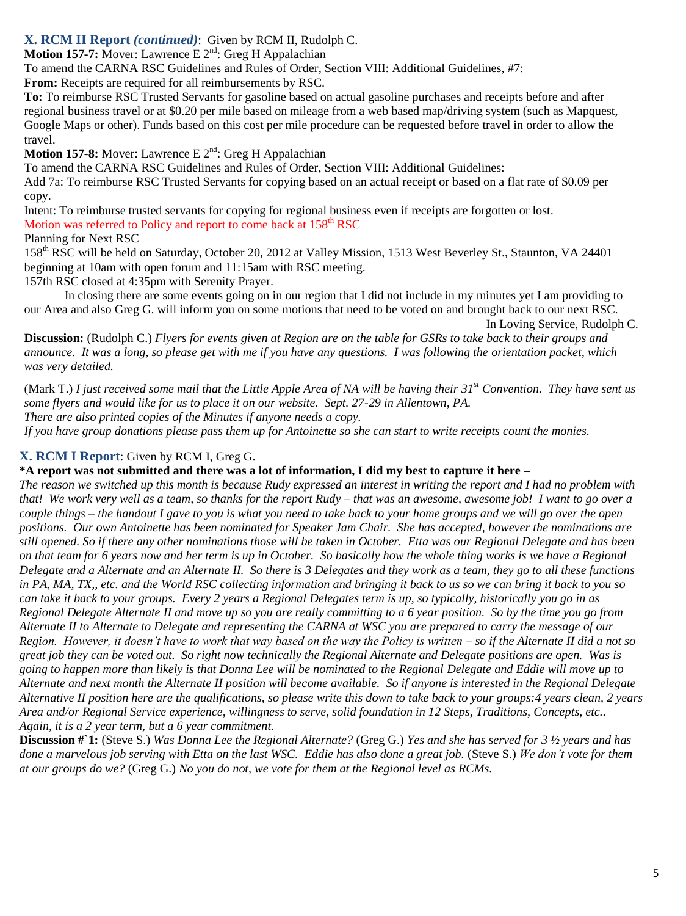## X. RCM II Report *(continued)*: Given by RCM II, Rudolph C.

**Motion 157-7:** Mover: Lawrence E 2nd: Greg H Appalachian

To amend the CARNA RSC Guidelines and Rules of Order, Section VIII: Additional Guidelines, #7:

**From:** Receipts are required for all reimbursements by RSC.

**To:** To reimburse RSC Trusted Servants for gasoline based on actual gasoline purchases and receipts before and after regional business travel or at $0.20 per mile based on mileage from a web based map/driving system (such as Mapquest, Google Maps or other). Funds based on this cost per mile procedure can be requested before travel in order to allow the travel.

**Motion 157-8:** Mover: Lawrence E 2nd: Greg H Appalachian

To amend the CARNA RSC Guidelines and Rules of Order, Section VIII: Additional Guidelines:

Add 7a: To reimburse RSC Trusted Servants for copying based on an actual receipt or based on a flat rate of $0.09 per copy.

Intent: To reimburse trusted servants for copying for regional business even if receipts are forgotten or lost.

Motion was referred to Policy and report to come back at 158th RSC

Planning for Next RSC

158th RSC will be held on Saturday, October 20, 2012 at Valley Mission, 1513 West Beverley St., Staunton, VA 24401 beginning at 10am with open forum and 11:15am with RSC meeting.

157th RSC closed at 4:35pm with Serenity Prayer.

In closing there are some events going on in our region that I did not include in my minutes yet I am providing to our Area and also Greg G. will inform you on some motions that need to be voted on and brought back to our next RSC.

In Loving Service, Rudolph C.

**Discussion:** (Rudolph C.) *Flyers for events given at Region are on the table for GSRs to take back to their groups and announce. It was a long, so please get with me if you have any questions. I was following the orientation packet, which was very detailed.*

(Mark T.) *I just received some mail that the Little Apple Area of NA will be having their 31st Convention. They have sent us some flyers and would like for us to place it on our website. Sept. 27-29 in Allentown, PA.*
*There are also printed copies of the Minutes if anyone needs a copy.*
*If you have group donations please pass them up for Antoinette so she can start to write receipts count the monies.*

## X. RCM I Report: Given by RCM I, Greg G.

**\*A report was not submitted and there was a lot of information, I did my best to capture it here –**

*The reason we switched up this month is because Rudy expressed an interest in writing the report and I had no problem with that! We work very well as a team, so thanks for the report Rudy – that was an awesome, awesome job! I want to go over a couple things – the handout I gave to you is what you need to take back to your home groups and we will go over the open positions. Our own Antoinette has been nominated for Speaker Jam Chair. She has accepted, however the nominations are still opened. So if there any other nominations those will be taken in October. Etta was our Regional Delegate and has been on that team for 6 years now and her term is up in October. So basically how the whole thing works is we have a Regional Delegate and a Alternate and an Alternate II. So there is 3 Delegates and they work as a team, they go to all these functions in PA, MA, TX,, etc. and the World RSC collecting information and bringing it back to us so we can bring it back to you so can take it back to your groups. Every 2 years a Regional Delegates term is up, so typically, historically you go in as Regional Delegate Alternate II and move up so you are really committing to a 6 year position. So by the time you go from Alternate II to Alternate to Delegate and representing the CARNA at WSC you are prepared to carry the message of our Region. However, it doesn't have to work that way based on the way the Policy is written – so if the Alternate II did a not so great job they can be voted out. So right now technically the Regional Alternate and Delegate positions are open. Was is going to happen more than likely is that Donna Lee will be nominated to the Regional Delegate and Eddie will move up to Alternate and next month the Alternate II position will become available. So if anyone is interested in the Regional Delegate Alternative II position here are the qualifications, so please write this down to take back to your groups:4 years clean, 2 years Area and/or Regional Service experience, willingness to serve, solid foundation in 12 Steps, Traditions, Concepts, etc.. Again, it is a 2 year term, but a 6 year commitment.*

**Discussion #`1:** (Steve S.) *Was Donna Lee the Regional Alternate?* (Greg G.) *Yes and she has served for 3 ½ years and has done a marvelous job serving with Etta on the last WSC. Eddie has also done a great job.* (Steve S.) *We don't vote for them at our groups do we?* (Greg G.) *No you do not, we vote for them at the Regional level as RCMs.*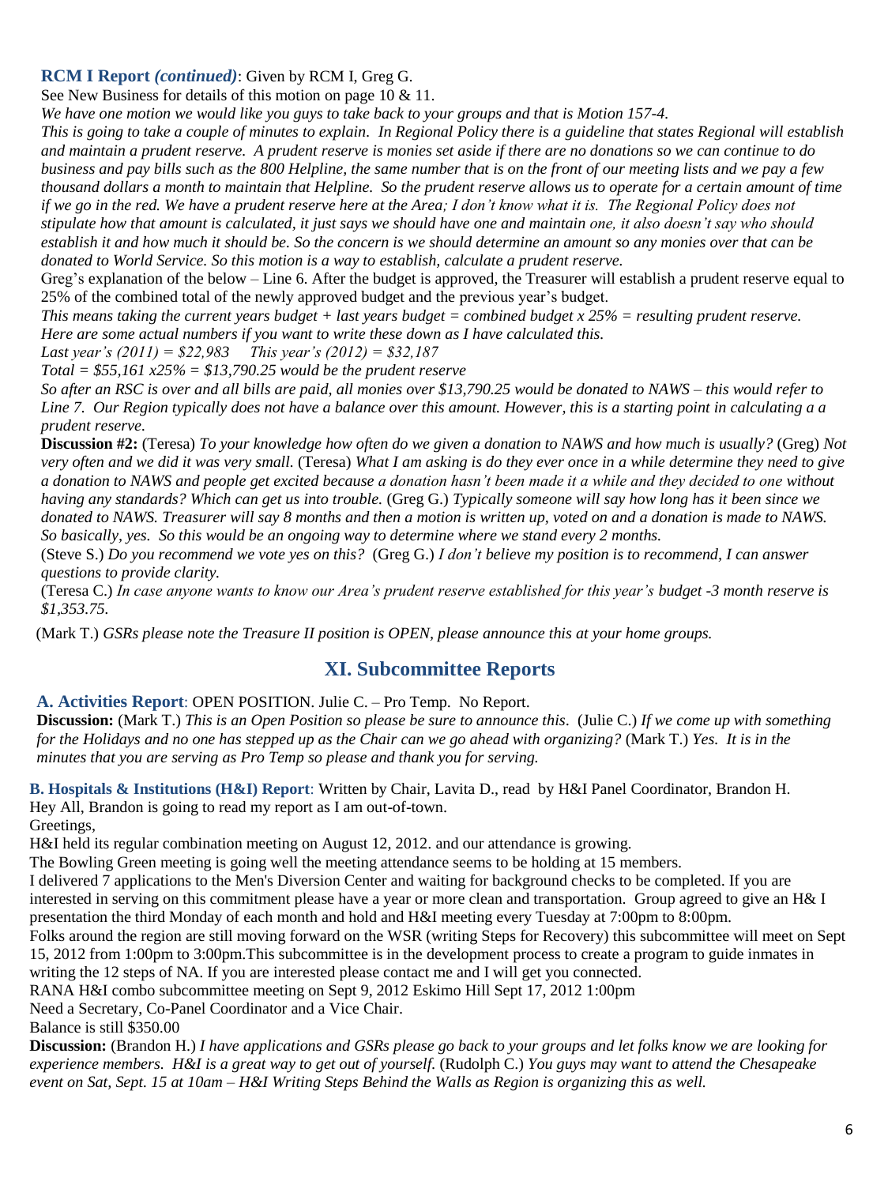**RCM I Report *(continued)***: Given by RCM I, Greg G.

See New Business for details of this motion on page 10 & 11.

*We have one motion we would like you guys to take back to your groups and that is Motion 157-4.*

*This is going to take a couple of minutes to explain. In Regional Policy there is a guideline that states Regional will establish and maintain a prudent reserve. A prudent reserve is monies set aside if there are no donations so we can continue to do business and pay bills such as the 800 Helpline, the same number that is on the front of our meeting lists and we pay a few thousand dollars a month to maintain that Helpline. So the prudent reserve allows us to operate for a certain amount of time if we go in the red. We have a prudent reserve here at the Area; I don't know what it is. The Regional Policy does not stipulate how that amount is calculated, it just says we should have one and maintain one, it also doesn't say who should establish it and how much it should be. So the concern is we should determine an amount so any monies over that can be donated to World Service. So this motion is a way to establish, calculate a prudent reserve.*

Greg's explanation of the below – Line 6. After the budget is approved, the Treasurer will establish a prudent reserve equal to 25% of the combined total of the newly approved budget and the previous year's budget.

*This means taking the current years budget + last years budget = combined budget x 25% = resulting prudent reserve. Here are some actual numbers if you want to write these down as I have calculated this.*

*Last year's (2011) = $22,983    This year's (2012) = $32,187*

*Total = $55,161 x25% = $13,790.25 would be the prudent reserve*

*So after an RSC is over and all bills are paid, all monies over $13,790.25 would be donated to NAWS – this would refer to Line 7. Our Region typically does not have a balance over this amount. However, this is a starting point in calculating a a prudent reserve.*

**Discussion #2:** (Teresa) *To your knowledge how often do we given a donation to NAWS and how much is usually?* (Greg) *Not very often and we did it was very small.* (Teresa) *What I am asking is do they ever once in a while determine they need to give a donation to NAWS and people get excited because a donation hasn't been made it a while and they decided to one without having any standards? Which can get us into trouble.* (Greg G.) *Typically someone will say how long has it been since we donated to NAWS. Treasurer will say 8 months and then a motion is written up, voted on and a donation is made to NAWS. So basically, yes. So this would be an ongoing way to determine where we stand every 2 months.*

(Steve S.) *Do you recommend we vote yes on this?* (Greg G.) *I don't believe my position is to recommend, I can answer questions to provide clarity.*

(Teresa C.) *In case anyone wants to know our Area's prudent reserve established for this year's budget -3 month reserve is $1,353.75.*

(Mark T.) *GSRs please note the Treasure II position is OPEN, please announce this at your home groups.*

## XI. Subcommittee Reports

**A. Activities Report**: OPEN POSITION. Julie C. – Pro Temp. No Report.

**Discussion:** (Mark T.) *This is an Open Position so please be sure to announce this.* (Julie C.) *If we come up with something for the Holidays and no one has stepped up as the Chair can we go ahead with organizing?* (Mark T.) *Yes. It is in the minutes that you are serving as Pro Temp so please and thank you for serving.*

**B. Hospitals & Institutions (H&I) Report**: Written by Chair, Lavita D., read by H&I Panel Coordinator, Brandon H.

Hey All, Brandon is going to read my report as I am out-of-town.

Greetings,

H&I held its regular combination meeting on August 12, 2012. and our attendance is growing.

The Bowling Green meeting is going well the meeting attendance seems to be holding at 15 members.

I delivered 7 applications to the Men's Diversion Center and waiting for background checks to be completed. If you are interested in serving on this commitment please have a year or more clean and transportation. Group agreed to give an H& I presentation the third Monday of each month and hold and H&I meeting every Tuesday at 7:00pm to 8:00pm.

Folks around the region are still moving forward on the WSR (writing Steps for Recovery) this subcommittee will meet on Sept 15, 2012 from 1:00pm to 3:00pm.This subcommittee is in the development process to create a program to guide inmates in writing the 12 steps of NA. If you are interested please contact me and I will get you connected.

RANA H&I combo subcommittee meeting on Sept 9, 2012 Eskimo Hill Sept 17, 2012 1:00pm

Need a Secretary, Co-Panel Coordinator and a Vice Chair.

Balance is still $350.00

**Discussion:** (Brandon H.) *I have applications and GSRs please go back to your groups and let folks know we are looking for experience members. H&I is a great way to get out of yourself.* (Rudolph C.) *You guys may want to attend the Chesapeake event on Sat, Sept. 15 at 10am – H&I Writing Steps Behind the Walls as Region is organizing this as well.*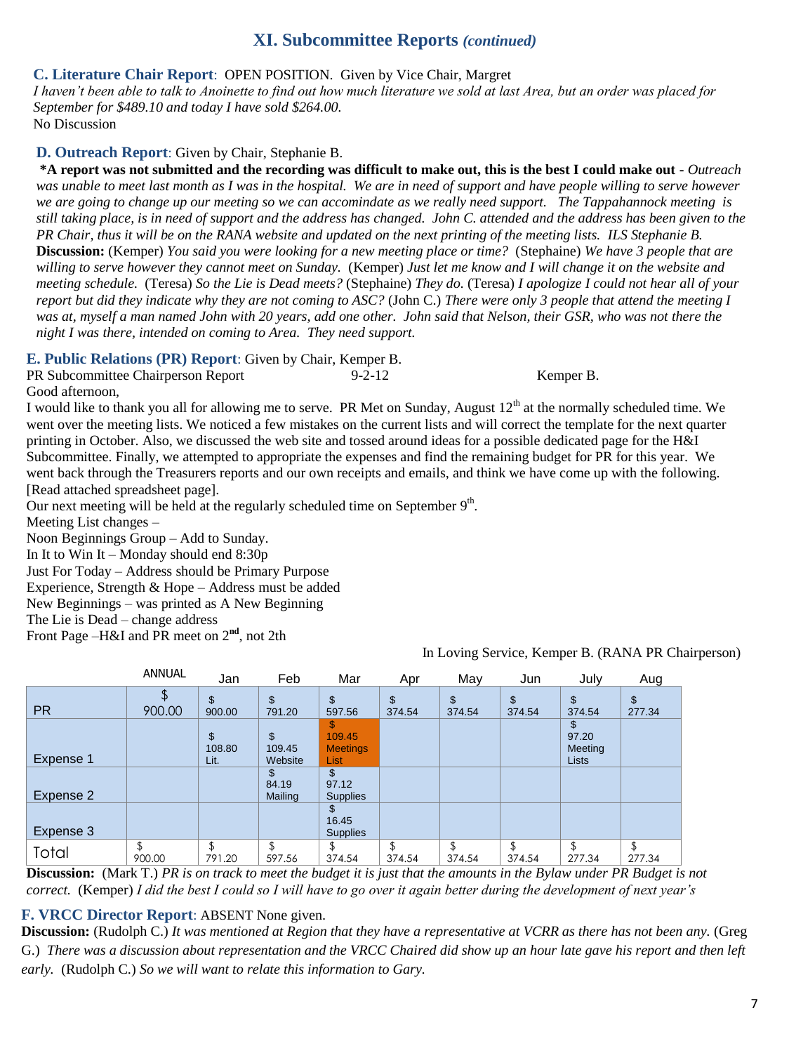## XI. Subcommittee Reports *(continued)*

### C. Literature Chair Report: OPEN POSITION. Given by Vice Chair, Margret

*I haven't been able to talk to Anoinette to find out how much literature we sold at last Area, but an order was placed for September for $489.10 and today I have sold $264.00.*

No Discussion

### D. Outreach Report: Given by Chair, Stephanie B.

**\*A report was not submitted and the recording was difficult to make out, this is the best I could make out -** *Outreach was unable to meet last month as I was in the hospital. We are in need of support and have people willing to serve however we are going to change up our meeting so we can accomindate as we really need support. The Tappahannock meeting is still taking place, is in need of support and the address has changed. John C. attended and the address has been given to the PR Chair, thus it will be on the RANA website and updated on the next printing of the meeting lists. ILS Stephanie B.*

**Discussion:** (Kemper) *You said you were looking for a new meeting place or time?* (Stephaine) *We have 3 people that are willing to serve however they cannot meet on Sunday.* (Kemper) *Just let me know and I will change it on the website and meeting schedule.* (Teresa) *So the Lie is Dead meets?* (Stephaine) *They do.* (Teresa) *I apologize I could not hear all of your report but did they indicate why they are not coming to ASC?* (John C.) *There were only 3 people that attend the meeting I was at, myself a man named John with 20 years, add one other. John said that Nelson, their GSR, who was not there the night I was there, intended on coming to Area. They need support.*

### E. Public Relations (PR) Report: Given by Chair, Kemper B.

PR Subcommittee Chairperson Report 9-2-12 Kemper B.

Good afternoon,

I would like to thank you all for allowing me to serve. PR Met on Sunday, August 12th at the normally scheduled time. We went over the meeting lists. We noticed a few mistakes on the current lists and will correct the template for the next quarter printing in October. Also, we discussed the web site and tossed around ideas for a possible dedicated page for the H&I Subcommittee. Finally, we attempted to appropriate the expenses and find the remaining budget for PR for this year. We went back through the Treasurers reports and our own receipts and emails, and think we have come up with the following. [Read attached spreadsheet page].

Our next meeting will be held at the regularly scheduled time on September 9th.

Meeting List changes –

Noon Beginnings Group – Add to Sunday.
In It to Win It – Monday should end 8:30p
Just For Today – Address should be Primary Purpose
Experience, Strength & Hope – Address must be added
New Beginnings – was printed as A New Beginning
The Lie is Dead – change address
Front Page –H&I and PR meet on 2nd, not 2th

In Loving Service, Kemper B. (RANA PR Chairperson)

| | ANNUAL | Jan | Feb | Mar | Apr | May | Jun | July | Aug |
|---|---|---|---|---|---|---|---|---|---|
| PR | $ 900.00 | $ 900.00 | $ 791.20 | $ 597.56 | $ 374.54 | $ 374.54 | $ 374.54 | $ 374.54 | $ 277.34 |
| Expense 1 | | $ 108.80 Lit. | $ 109.45 Website | $ 109.45 Meetings List | | | | $ 97.20 Meeting Lists | |
| Expense 2 | | | $ 84.19 Mailing | $ 97.12 Supplies | | | | | |
| Expense 3 | | | | $ 16.45 Supplies | | | | | |
| Total | $ 900.00 | $ 791.20 | $ 597.56 | $ 374.54 | $ 374.54 | $ 374.54 | $ 374.54 | $ 277.34 | $ 277.34 |

**Discussion:** (Mark T.) *PR is on track to meet the budget it is just that the amounts in the Bylaw under PR Budget is not correct.* (Kemper) *I did the best I could so I will have to go over it again better during the development of next year's*

### F. VRCC Director Report: ABSENT None given.

**Discussion:** (Rudolph C.) *It was mentioned at Region that they have a representative at VCRR as there has not been any.* (Greg G.) *There was a discussion about representation and the VRCC Chaired did show up an hour late gave his report and then left early.* (Rudolph C.) *So we will want to relate this information to Gary.*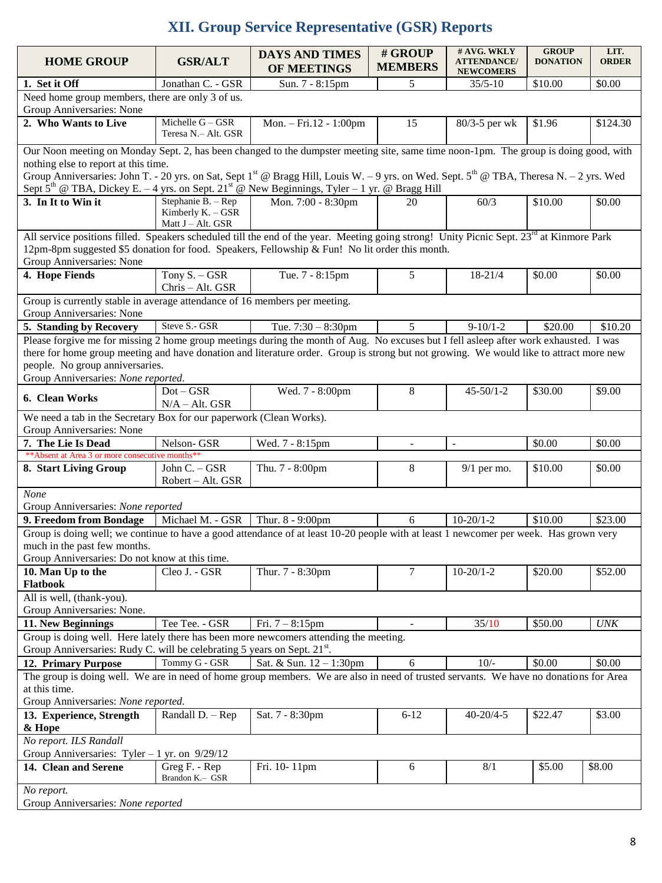# XII. Group Service Representative (GSR) Reports

| HOME GROUP | GSR/ALT | DAYS AND TIMES OF MEETINGS | # GROUP MEMBERS | # AVG. WKLY ATTENDANCE/ NEWCOMERS | GROUP DONATION | LIT. ORDER |
|---|---|---|---|---|---|---|
| **1. Set it Off** | Jonathan C. - GSR | Sun. 7 - 8:15pm | 5 | 35/5-10 | $10.00 | $0.00 |
| Need home group members, there are only 3 of us. Group Anniversaries: None | | | | | | |
| **2. Who Wants to Live** | Michelle G – GSR Teresa N.– Alt. GSR | Mon. – Fri.12 - 1:00pm | 15 | 80/3-5 per wk | $1.96 | $124.30 |
| Our Noon meeting on Monday Sept. 2, has been changed to the dumpster meeting site, same time noon-1pm. The group is doing good, with nothing else to report at this time. Group Anniversaries: John T. - 20 yrs. on Sat, Sept 1st @ Bragg Hill, Louis W. – 9 yrs. on Wed. Sept. 5th @ TBA, Theresa N. – 2 yrs. Wed Sept 5th @ TBA, Dickey E. – 4 yrs. on Sept. 21st @ New Beginnings, Tyler – 1 yr. @ Bragg Hill | | | | | | |
| **3. In It to Win it** | Stephanie B. – Rep Kimberly K. – GSR Matt J – Alt. GSR | Mon. 7:00 - 8:30pm | 20 | 60/3 | $10.00 | $0.00 |
| All service positions filled. Speakers scheduled till the end of the year. Meeting going strong! Unity Picnic Sept. 23rd at Kinmore Park 12pm-8pm suggested $5 donation for food. Speakers, Fellowship & Fun! No lit order this month. Group Anniversaries: None | | | | | | |
| **4. Hope Fiends** | Tony S. – GSR Chris – Alt. GSR | Tue. 7 - 8:15pm | 5 | 18-21/4 | $0.00 | $0.00 |
| Group is currently stable in average attendance of 16 members per meeting. Group Anniversaries: None | | | | | | |
| **5. Standing by Recovery** | Steve S.- GSR | Tue. 7:30 – 8:30pm | 5 | 9-10/1-2 | $20.00 | $10.20 |
| Please forgive me for missing 2 home group meetings during the month of Aug. No excuses but I fell asleep after work exhausted. I was there for home group meeting and have donation and literature order. Group is strong but not growing. We would like to attract more new people. No group anniversaries. Group Anniversaries: *None reported.* | | | | | | |
| **6. Clean Works** | Dot – GSR N/A – Alt. GSR | Wed. 7 - 8:00pm | 8 | 45-50/1-2 | $30.00 | $9.00 |
| We need a tab in the Secretary Box for our paperwork (Clean Works). Group Anniversaries: None | | | | | | |
| **7. The Lie Is Dead** | Nelson- GSR | Wed. 7 - 8:15pm | - | - | $0.00 | $0.00 |
| \*\*Absent at Area 3 or more consecutive months\*\* | | | | | | |
| **8. Start Living Group** | John C. – GSR Robert – Alt. GSR | Thu. 7 - 8:00pm | 8 | 9/1 per mo. | $10.00 | $0.00 |
| *None* Group Anniversaries: *None reported* | | | | | | |
| **9. Freedom from Bondage** | Michael M. - GSR | Thur. 8 - 9:00pm | 6 | 10-20/1-2 | $10.00 | $23.00 |
| Group is doing well; we continue to have a good attendance of at least 10-20 people with at least 1 newcomer per week. Has grown very much in the past few months. Group Anniversaries: Do not know at this time. | | | | | | |
| **10. Man Up to the Flatbook** | Cleo J. - GSR | Thur. 7 - 8:30pm | 7 | 10-20/1-2 | $20.00 | $52.00 |
| All is well, (thank-you). Group Anniversaries: None. | | | | | | |
| **11. New Beginnings** | Tee Tee. - GSR | Fri. 7 – 8:15pm | - | 35/10 | $50.00 | *UNK* |
| Group is doing well. Here lately there has been more newcomers attending the meeting. Group Anniversaries: Rudy C. will be celebrating 5 years on Sept. 21st. | | | | | | |
| **12. Primary Purpose** | Tommy G - GSR | Sat. & Sun. 12 – 1:30pm | 6 | 10/- | $0.00 | $0.00 |
| The group is doing well. We are in need of home group members. We are also in need of trusted servants. We have no donations for Area at this time. Group Anniversaries: *None reported.* | | | | | | |
| **13. Experience, Strength & Hope** | Randall D. – Rep | Sat. 7 - 8:30pm | 6-12 | 40-20/4-5 | $22.47 | $3.00 |
| *No report. ILS Randall* Group Anniversaries: Tyler – 1 yr. on 9/29/12 | | | | | | |
| **14. Clean and Serene** | Greg F. - Rep Brandon K.– GSR | Fri. 10- 11pm | 6 | 8/1 | $5.00 | $8.00 |
| *No report.* Group Anniversaries: *None reported* | | | | | | |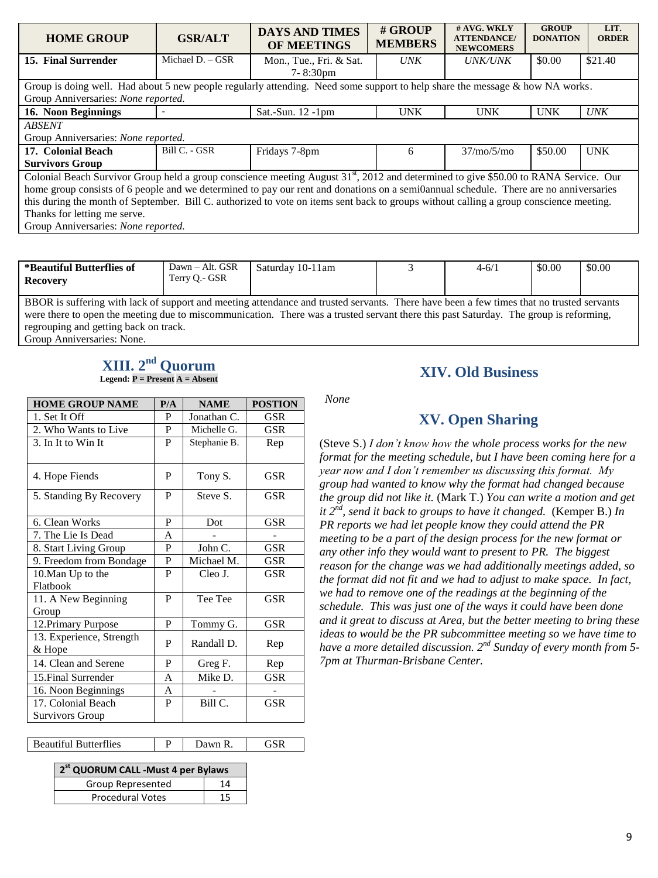| HOME GROUP | GSR/ALT | DAYS AND TIMES OF MEETINGS | # GROUP MEMBERS | # AVG. WKLY ATTENDANCE/ NEWCOMERS | GROUP DONATION | LIT. ORDER |
|---|---|---|---|---|---|---|
| **15. Final Surrender** | Michael D. – GSR | Mon., Tue., Fri. & Sat. 7- 8:30pm | *UNK* | *UNK/UNK* | $0.00 | $21.40 |
| Group is doing well. Had about 5 new people regularly attending. Need some support to help share the message & how NA works. Group Anniversaries: *None reported.* | | | | | | |
| **16. Noon Beginnings** | - | Sat.-Sun. 12 -1pm | UNK | UNK | UNK | *UNK* |
| *ABSENT* Group Anniversaries: *None reported.* | | | | | | |
| **17. Colonial Beach Survivors Group** | Bill C. - GSR | Fridays 7-8pm | 6 | 37/mo/5/mo | $50.00 | UNK |
| Colonial Beach Survivor Group held a group conscience meeting August 31st, 2012 and determined to give $50.00 to RANA Service. Our home group consists of 6 people and we determined to pay our rent and donations on a semi0annual schedule. There are no anniversaries this during the month of September. Bill C. authorized to vote on items sent back to groups without calling a group conscience meeting. Thanks for letting me serve. Group Anniversaries: *None reported.* | | | | | | |

| | | | | | | |
|---|---|---|---|---|---|---|
| **\*Beautiful Butterflies of Recovery** | Dawn – Alt. GSR Terry Q.- GSR | Saturday 10-11am | 3 | 4-6/1 | $0.00 | $0.00 |
| BBOR is suffering with lack of support and meeting attendance and trusted servants. There have been a few times that no trusted servants were there to open the meeting due to miscommunication. There was a trusted servant there this past Saturday. The group is reforming, regrouping and getting back on track. Group Anniversaries: None. | | | | | | |

## XIII. 2nd Quorum

**Legend: P = Present A = Absent**

| HOME GROUP NAME | P/A | NAME | POSTION |
|---|---|---|---|
| 1. Set It Off | P | Jonathan C. | GSR |
| 2. Who Wants to Live | P | Michelle G. | GSR |
| 3. In It to Win It | P | Stephanie B. | Rep |
| 4. Hope Fiends | P | Tony S. | GSR |
| 5. Standing By Recovery | P | Steve S. | GSR |
| 6. Clean Works | P | Dot | GSR |
| 7. The Lie Is Dead | A | - | - |
| 8. Start Living Group | P | John C. | GSR |
| 9. Freedom from Bondage | P | Michael M. | GSR |
| 10.Man Up to the Flatbook | P | Cleo J. | GSR |
| 11. A New Beginning Group | P | Tee Tee | GSR |
| 12.Primary Purpose | P | Tommy G. | GSR |
| 13. Experience, Strength & Hope | P | Randall D. | Rep |
| 14. Clean and Serene | P | Greg F. | Rep |
| 15.Final Surrender | A | Mike D. | GSR |
| 16. Noon Beginnings | A | - | - |
| 17. Colonial Beach Survivors Group | P | Bill C. | GSR |
| Beautiful Butterflies | P | Dawn R. | GSR |

| 2st QUORUM CALL -Must 4 per Bylaws | |
|---|---|
| Group Represented | 14 |
| Procedural Votes | 15 |

## XIV. Old Business

*None*

## XV. Open Sharing

(Steve S.) *I don't know how the whole process works for the new format for the meeting schedule, but I have been coming here for a year now and I don't remember us discussing this format. My group had wanted to know why the format had changed because the group did not like it.* (Mark T.) *You can write a motion and get it 2nd, send it back to groups to have it changed.* (Kemper B.) *In PR reports we had let people know they could attend the PR meeting to be a part of the design process for the new format or any other info they would want to present to PR. The biggest reason for the change was we had additionally meetings added, so the format did not fit and we had to adjust to make space. In fact, we had to remove one of the readings at the beginning of the schedule. This was just one of the ways it could have been done and it great to discuss at Area, but the better meeting to bring these ideas to would be the PR subcommittee meeting so we have time to have a more detailed discussion. 2nd Sunday of every month from 5-7pm at Thurman-Brisbane Center.*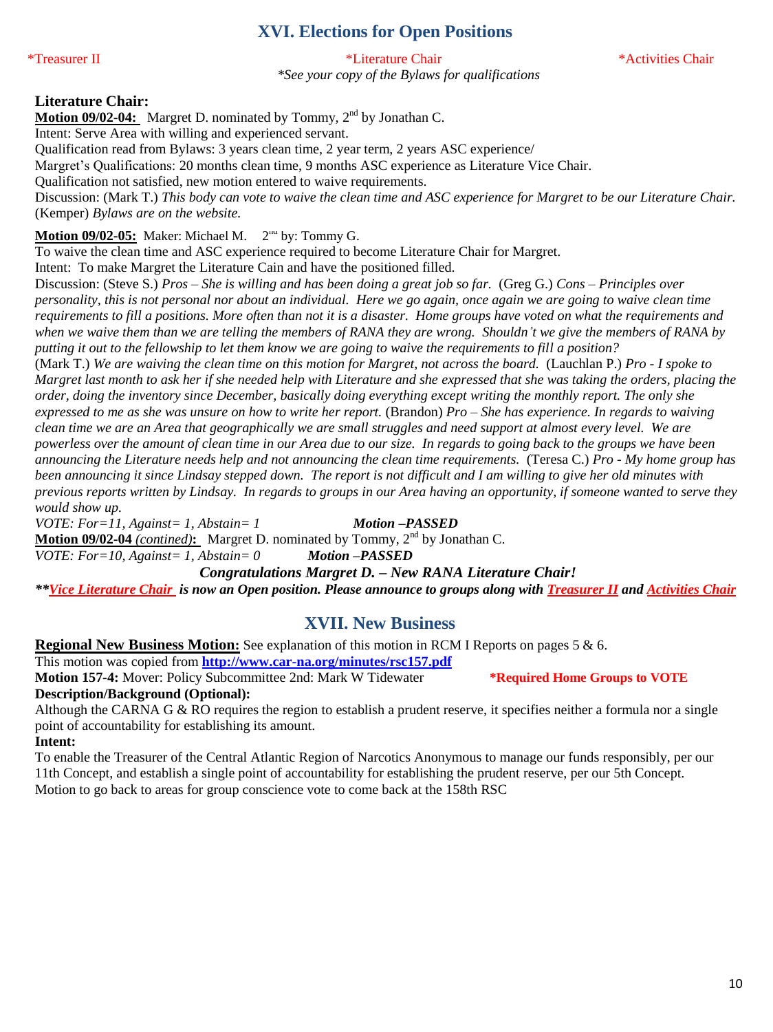## XVI. Elections for Open Positions

*Treasurer II *Literature Chair *Activities Chair

*\*See your copy of the Bylaws for qualifications*

### Literature Chair:

**Motion 09/02-04:** Margret D. nominated by Tommy, 2nd by Jonathan C.
Intent: Serve Area with willing and experienced servant.
Qualification read from Bylaws: 3 years clean time, 2 year term, 2 years ASC experience/
Margret's Qualifications: 20 months clean time, 9 months ASC experience as Literature Vice Chair.
Qualification not satisfied, new motion entered to waive requirements.
Discussion: (Mark T.) *This body can vote to waive the clean time and ASC experience for Margret to be our Literature Chair.* (Kemper) *Bylaws are on the website.*

**Motion 09/02-05:** Maker: Michael M. 2nd by: Tommy G.
To waive the clean time and ASC experience required to become Literature Chair for Margret.
Intent: To make Margret the Literature Cain and have the positioned filled.
Discussion: (Steve S.) *Pros – She is willing and has been doing a great job so far.* (Greg G.) *Cons – Principles over personality, this is not personal nor about an individual. Here we go again, once again we are going to waive clean time requirements to fill a positions. More often than not it is a disaster. Home groups have voted on what the requirements and when we waive them than we are telling the members of RANA they are wrong. Shouldn't we give the members of RANA by putting it out to the fellowship to let them know we are going to waive the requirements to fill a position?*
(Mark T.) *We are waiving the clean time on this motion for Margret, not across the board.* (Lauchlan P.) *Pro - I spoke to Margret last month to ask her if she needed help with Literature and she expressed that she was taking the orders, placing the order, doing the inventory since December, basically doing everything except writing the monthly report. The only she expressed to me as she was unsure on how to write her report.* (Brandon) *Pro – She has experience. In regards to waiving clean time we are an Area that geographically we are small struggles and need support at almost every level. We are powerless over the amount of clean time in our Area due to our size. In regards to going back to the groups we have been announcing the Literature needs help and not announcing the clean time requirements.* (Teresa C.) *Pro - My home group has been announcing it since Lindsay stepped down. The report is not difficult and I am willing to give her old minutes with previous reports written by Lindsay. In regards to groups in our Area having an opportunity, if someone wanted to serve they would show up.*

*VOTE: For=11, Against= 1, Abstain= 1* ***Motion –PASSED***

**Motion 09/02-04** *(contined)***:** Margret D. nominated by Tommy, 2nd by Jonathan C.

*VOTE: For=10, Against= 1, Abstain= 0* ***Motion –PASSED***

***Congratulations Margret D. – New RANA Literature Chair!***

***\*\*Vice Literature Chair is now an Open position. Please announce to groups along with Treasurer II and Activities Chair***

## XVII. New Business

**Regional New Business Motion:** See explanation of this motion in RCM I Reports on pages 5 & 6.
This motion was copied from **http://www.car-na.org/minutes/rsc157.pdf**

**Motion 157-4:** Mover: Policy Subcommittee 2nd: Mark W Tidewater **\*Required Home Groups to VOTE**

**Description/Background (Optional):**

Although the CARNA G & RO requires the region to establish a prudent reserve, it specifies neither a formula nor a single point of accountability for establishing its amount.

**Intent:**

To enable the Treasurer of the Central Atlantic Region of Narcotics Anonymous to manage our funds responsibly, per our 11th Concept, and establish a single point of accountability for establishing the prudent reserve, per our 5th Concept.
Motion to go back to areas for group conscience vote to come back at the 158th RSC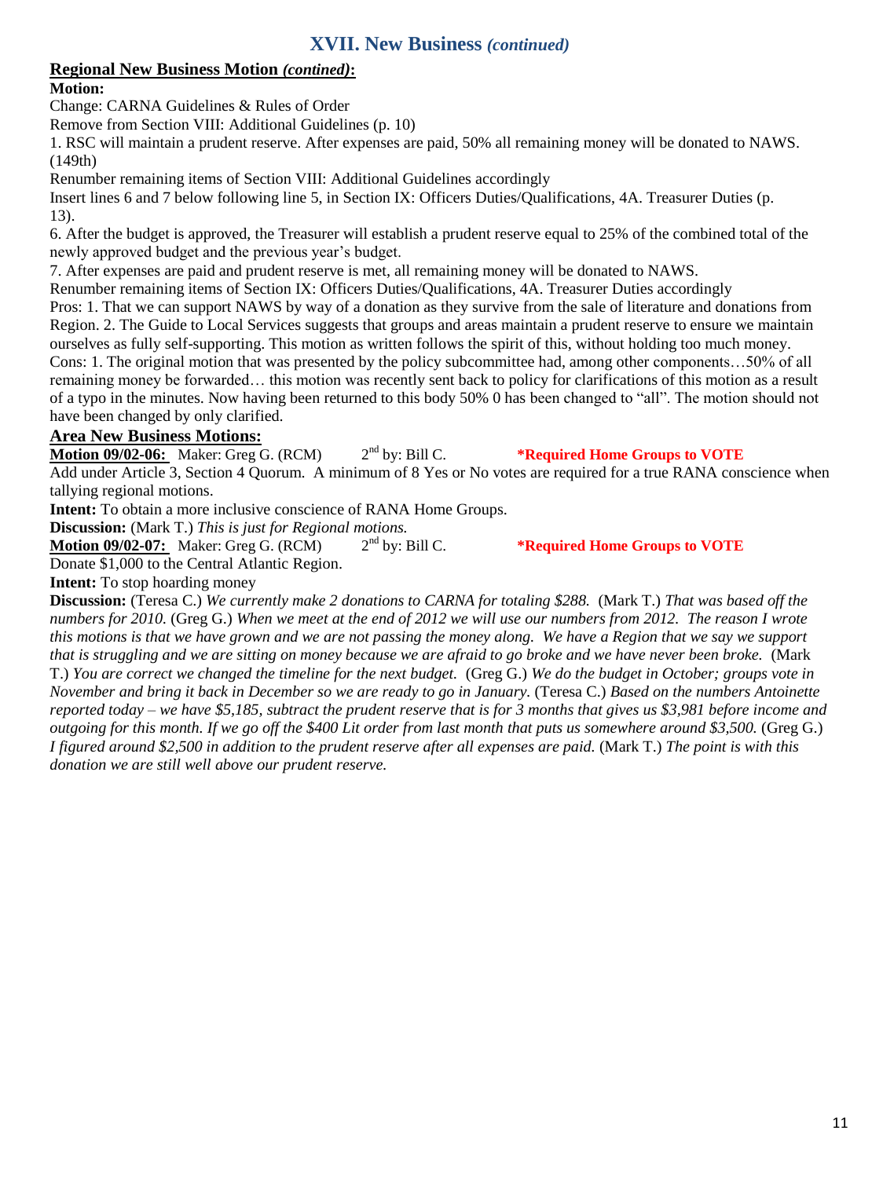## XVII. New Business *(continued)*

**Regional New Business Motion *(contined)*:**

**Motion:**

Change: CARNA Guidelines & Rules of Order

Remove from Section VIII: Additional Guidelines (p. 10)

1. RSC will maintain a prudent reserve. After expenses are paid, 50% all remaining money will be donated to NAWS. (149th)

Renumber remaining items of Section VIII: Additional Guidelines accordingly

Insert lines 6 and 7 below following line 5, in Section IX: Officers Duties/Qualifications, 4A. Treasurer Duties (p. 13).

6. After the budget is approved, the Treasurer will establish a prudent reserve equal to 25% of the combined total of the newly approved budget and the previous year's budget.

7. After expenses are paid and prudent reserve is met, all remaining money will be donated to NAWS.

Renumber remaining items of Section IX: Officers Duties/Qualifications, 4A. Treasurer Duties accordingly

Pros: 1. That we can support NAWS by way of a donation as they survive from the sale of literature and donations from Region. 2. The Guide to Local Services suggests that groups and areas maintain a prudent reserve to ensure we maintain ourselves as fully self-supporting. This motion as written follows the spirit of this, without holding too much money.

Cons: 1. The original motion that was presented by the policy subcommittee had, among other components…50% of all remaining money be forwarded… this motion was recently sent back to policy for clarifications of this motion as a result of a typo in the minutes. Now having been returned to this body 50% 0 has been changed to "all". The motion should not have been changed by only clarified.

**Area New Business Motions:**

**Motion 09/02-06:** Maker: Greg G. (RCM) 2nd by: Bill C. ***Required Home Groups to VOTE**

Add under Article 3, Section 4 Quorum. A minimum of 8 Yes or No votes are required for a true RANA conscience when tallying regional motions.

**Intent:** To obtain a more inclusive conscience of RANA Home Groups.

**Discussion:** (Mark T.) *This is just for Regional motions.*

**Motion 09/02-07:** Maker: Greg G. (RCM) 2nd by: Bill C. ***Required Home Groups to VOTE**

Donate $1,000 to the Central Atlantic Region.

**Intent:** To stop hoarding money

**Discussion:** (Teresa C.) *We currently make 2 donations to CARNA for totaling $288.* (Mark T.) *That was based off the numbers for 2010.* (Greg G.) *When we meet at the end of 2012 we will use our numbers from 2012. The reason I wrote this motions is that we have grown and we are not passing the money along. We have a Region that we say we support that is struggling and we are sitting on money because we are afraid to go broke and we have never been broke.* (Mark T.) *You are correct we changed the timeline for the next budget.* (Greg G.) *We do the budget in October; groups vote in November and bring it back in December so we are ready to go in January.* (Teresa C.) *Based on the numbers Antoinette reported today – we have $5,185, subtract the prudent reserve that is for 3 months that gives us $3,981 before income and outgoing for this month. If we go off the $400 Lit order from last month that puts us somewhere around $3,500.* (Greg G.) *I figured around $2,500 in addition to the prudent reserve after all expenses are paid.* (Mark T.) *The point is with this donation we are still well above our prudent reserve.*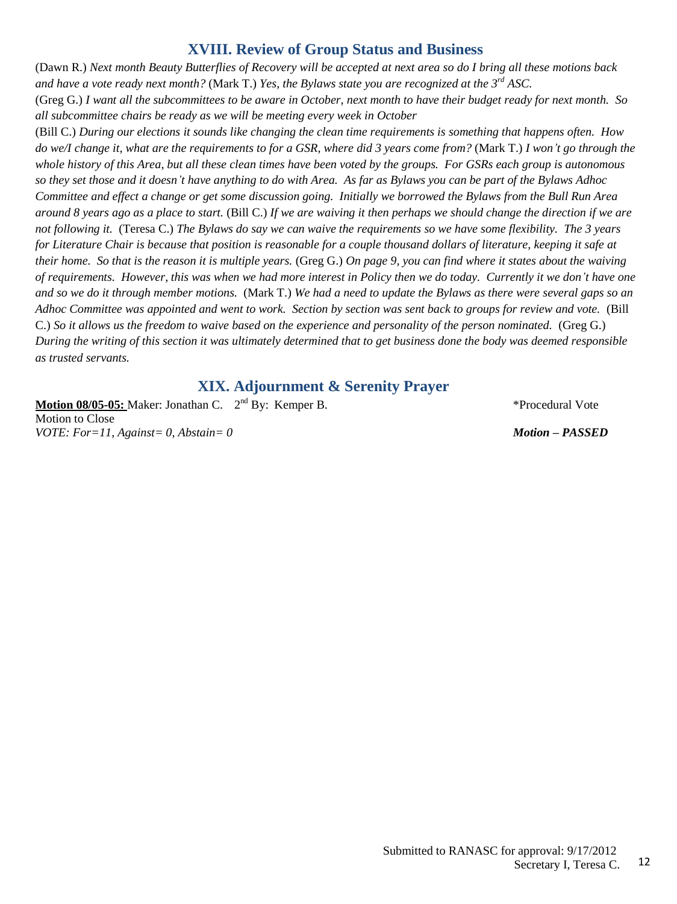## XVIII. Review of Group Status and Business

(Dawn R.) *Next month Beauty Butterflies of Recovery will be accepted at next area so do I bring all these motions back and have a vote ready next month?* (Mark T.) *Yes, the Bylaws state you are recognized at the 3rd ASC.*

(Greg G.) *I want all the subcommittees to be aware in October, next month to have their budget ready for next month. So all subcommittee chairs be ready as we will be meeting every week in October*

(Bill C.) *During our elections it sounds like changing the clean time requirements is something that happens often. How do we/I change it, what are the requirements to for a GSR, where did 3 years come from?* (Mark T.) *I won't go through the whole history of this Area, but all these clean times have been voted by the groups. For GSRs each group is autonomous so they set those and it doesn't have anything to do with Area. As far as Bylaws you can be part of the Bylaws Adhoc Committee and effect a change or get some discussion going. Initially we borrowed the Bylaws from the Bull Run Area around 8 years ago as a place to start.* (Bill C.) *If we are waiving it then perhaps we should change the direction if we are not following it.* (Teresa C.) *The Bylaws do say we can waive the requirements so we have some flexibility. The 3 years for Literature Chair is because that position is reasonable for a couple thousand dollars of literature, keeping it safe at their home. So that is the reason it is multiple years.* (Greg G.) *On page 9, you can find where it states about the waiving of requirements. However, this was when we had more interest in Policy then we do today. Currently it we don't have one and so we do it through member motions.* (Mark T.) *We had a need to update the Bylaws as there were several gaps so an Adhoc Committee was appointed and went to work. Section by section was sent back to groups for review and vote.* (Bill C.) *So it allows us the freedom to waive based on the experience and personality of the person nominated.* (Greg G.) *During the writing of this section it was ultimately determined that to get business done the body was deemed responsible as trusted servants.*

## XIX. Adjournment & Serenity Prayer

**Motion 08/05-05:** Maker: Jonathan C. 2nd By: Kemper B. *Procedural Vote

Motion to Close

*VOTE: For=11, Against= 0, Abstain= 0* ***Motion – PASSED***

Submitted to RANASC for approval: 9/17/2012
Secretary I, Teresa C.